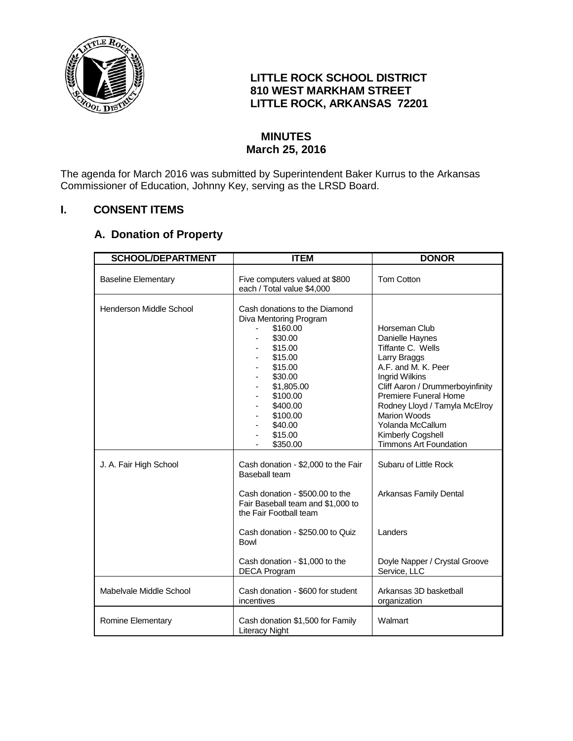**LITTLE ROCK SCHOOL DISTRICT**
**810 WEST MARKHAM STREET**
**LITTLE ROCK, ARKANSAS 72201**

# MINUTES
## March 25, 2016

The agenda for March 2016 was submitted by Superintendent Baker Kurrus to the Arkansas Commissioner of Education, Johnny Key, serving as the LRSD Board.

## I. CONSENT ITEMS

### A. Donation of Property

| SCHOOL/DEPARTMENT | ITEM | DONOR |
|---|---|---|
| Baseline Elementary | Five computers valued at $800 each / Total value $4,000 | Tom Cotton |
| Henderson Middle School | Cash donations to the Diamond Diva Mentoring Program | |
| | - $160.00 | Horseman Club |
| | - $30.00 | Danielle Haynes |
| | - $15.00 | Tiffante C. Wells |
| | - $15.00 | Larry Braggs |
| | - $15.00 | A.F. and M. K. Peer |
| | - $30.00 | Ingrid Wilkins |
| | - $1,805.00 | Cliff Aaron / Drummerboyinfinity |
| | - $100.00 | Premiere Funeral Home |
| | - $400.00 | Rodney Lloyd / Tamyla McElroy |
| | - $100.00 | Marion Woods |
| | - $40.00 | Yolanda McCallum |
| | - $15.00 | Kimberly Cogshell |
| | - $350.00 | Timmons Art Foundation |
| J. A. Fair High School | Cash donation - $2,000 to the Fair Baseball team | Subaru of Little Rock |
| | Cash donation - $500.00 to the Fair Baseball team and $1,000 to the Fair Football team | Arkansas Family Dental |
| | Cash donation - $250.00 to Quiz Bowl | Landers |
| | Cash donation - $1,000 to the DECA Program | Doyle Napper / Crystal Groove Service, LLC |
| Mabelvale Middle School | Cash donation - $600 for student incentives | Arkansas 3D basketball organization |
| Romine Elementary | Cash donation $1,500 for Family Literacy Night | Walmart |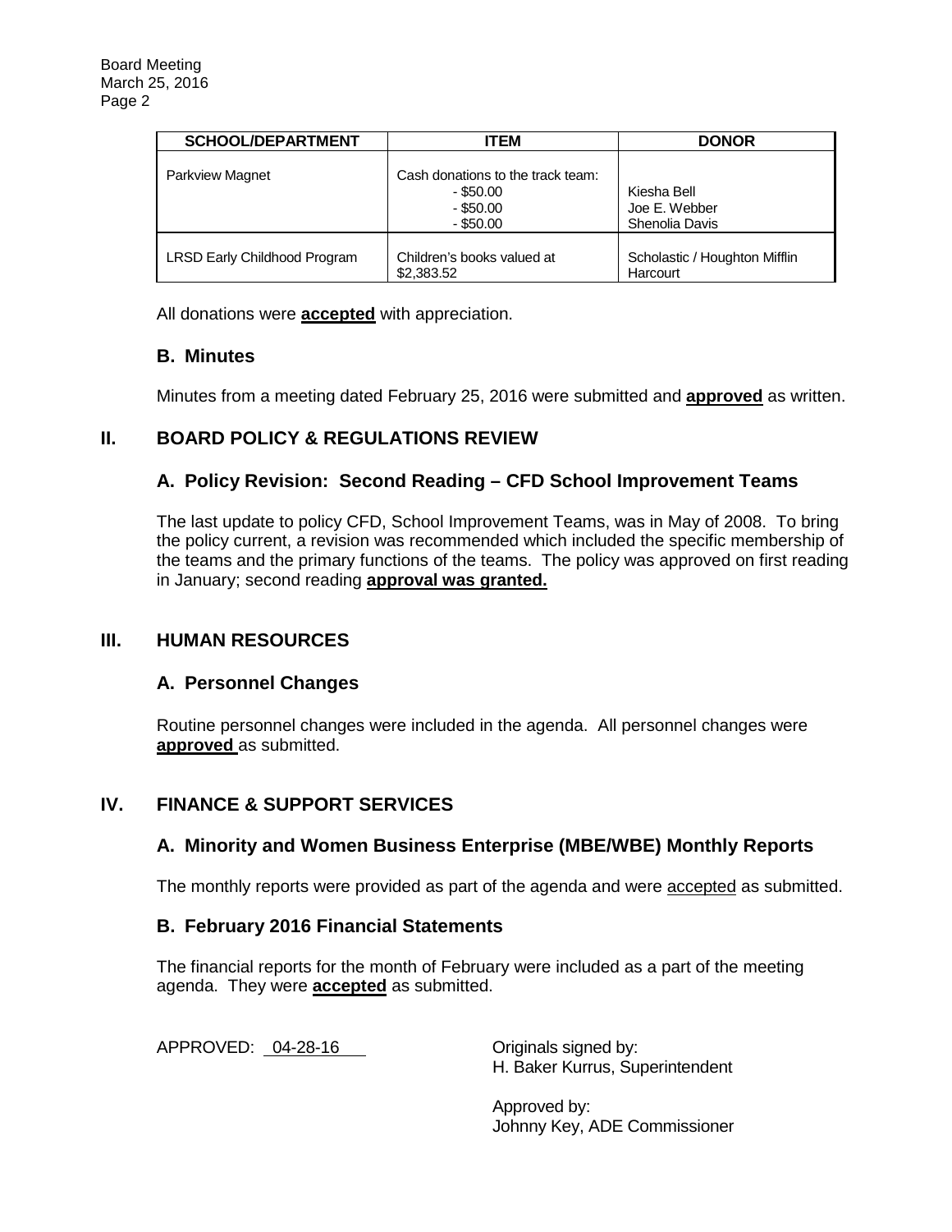| SCHOOL/DEPARTMENT | ITEM | DONOR |
|---|---|---|
| Parkview Magnet | Cash donations to the track team:<br>- $50.00<br>- $50.00<br>- $50.00 | Kiesha Bell<br>Joe E. Webber<br>Shenolia Davis |
| LRSD Early Childhood Program | Children's books valued at $2,383.52 | Scholastic / Houghton Mifflin Harcourt |

All donations were **accepted** with appreciation.

### B. Minutes

Minutes from a meeting dated February 25, 2016 were submitted and **approved** as written.

## II. BOARD POLICY & REGULATIONS REVIEW

### A. Policy Revision: Second Reading – CFD School Improvement Teams

The last update to policy CFD, School Improvement Teams, was in May of 2008. To bring the policy current, a revision was recommended which included the specific membership of the teams and the primary functions of the teams. The policy was approved on first reading in January; second reading **approval was granted.**

## III. HUMAN RESOURCES

### A. Personnel Changes

Routine personnel changes were included in the agenda. All personnel changes were **approved** as submitted.

## IV. FINANCE & SUPPORT SERVICES

### A. Minority and Women Business Enterprise (MBE/WBE) Monthly Reports

The monthly reports were provided as part of the agenda and were accepted as submitted.

### B. February 2016 Financial Statements

The financial reports for the month of February were included as a part of the meeting agenda. They were **accepted** as submitted.

APPROVED: 04-28-16

Originals signed by:
H. Baker Kurrus, Superintendent

Approved by:
Johnny Key, ADE Commissioner